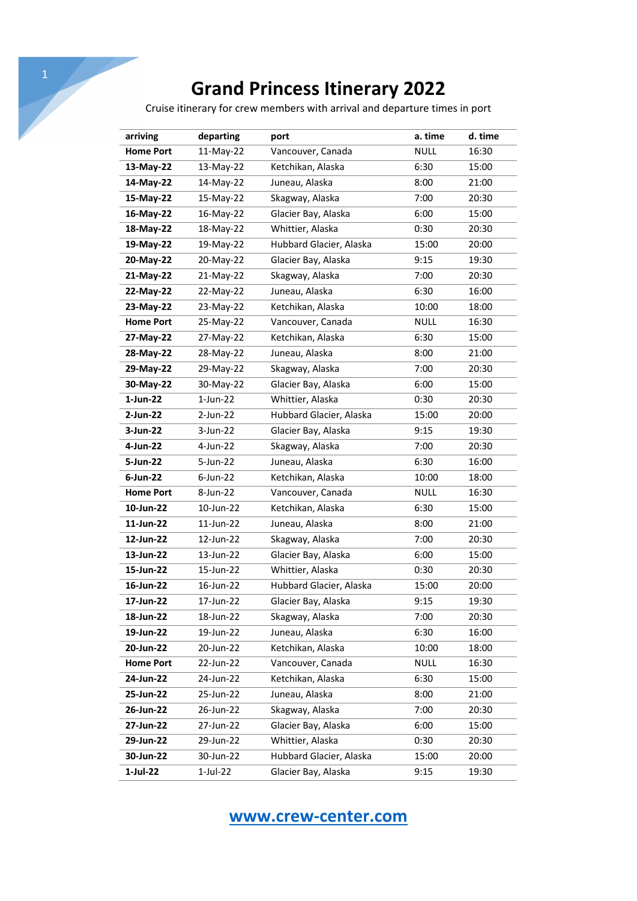# Grand Princess Itinerary 2022

Cruise itinerary for crew members with arrival and departure times in port

| arriving | departing | port | a. time | d. time |
|---|---|---|---|---|
| **Home Port** | 11-May-22 | Vancouver, Canada | NULL | 16:30 |
| **13-May-22** | 13-May-22 | Ketchikan, Alaska | 6:30 | 15:00 |
| **14-May-22** | 14-May-22 | Juneau, Alaska | 8:00 | 21:00 |
| **15-May-22** | 15-May-22 | Skagway, Alaska | 7:00 | 20:30 |
| **16-May-22** | 16-May-22 | Glacier Bay, Alaska | 6:00 | 15:00 |
| **18-May-22** | 18-May-22 | Whittier, Alaska | 0:30 | 20:30 |
| **19-May-22** | 19-May-22 | Hubbard Glacier, Alaska | 15:00 | 20:00 |
| **20-May-22** | 20-May-22 | Glacier Bay, Alaska | 9:15 | 19:30 |
| **21-May-22** | 21-May-22 | Skagway, Alaska | 7:00 | 20:30 |
| **22-May-22** | 22-May-22 | Juneau, Alaska | 6:30 | 16:00 |
| **23-May-22** | 23-May-22 | Ketchikan, Alaska | 10:00 | 18:00 |
| **Home Port** | 25-May-22 | Vancouver, Canada | NULL | 16:30 |
| **27-May-22** | 27-May-22 | Ketchikan, Alaska | 6:30 | 15:00 |
| **28-May-22** | 28-May-22 | Juneau, Alaska | 8:00 | 21:00 |
| **29-May-22** | 29-May-22 | Skagway, Alaska | 7:00 | 20:30 |
| **30-May-22** | 30-May-22 | Glacier Bay, Alaska | 6:00 | 15:00 |
| **1-Jun-22** | 1-Jun-22 | Whittier, Alaska | 0:30 | 20:30 |
| **2-Jun-22** | 2-Jun-22 | Hubbard Glacier, Alaska | 15:00 | 20:00 |
| **3-Jun-22** | 3-Jun-22 | Glacier Bay, Alaska | 9:15 | 19:30 |
| **4-Jun-22** | 4-Jun-22 | Skagway, Alaska | 7:00 | 20:30 |
| **5-Jun-22** | 5-Jun-22 | Juneau, Alaska | 6:30 | 16:00 |
| **6-Jun-22** | 6-Jun-22 | Ketchikan, Alaska | 10:00 | 18:00 |
| **Home Port** | 8-Jun-22 | Vancouver, Canada | NULL | 16:30 |
| **10-Jun-22** | 10-Jun-22 | Ketchikan, Alaska | 6:30 | 15:00 |
| **11-Jun-22** | 11-Jun-22 | Juneau, Alaska | 8:00 | 21:00 |
| **12-Jun-22** | 12-Jun-22 | Skagway, Alaska | 7:00 | 20:30 |
| **13-Jun-22** | 13-Jun-22 | Glacier Bay, Alaska | 6:00 | 15:00 |
| **15-Jun-22** | 15-Jun-22 | Whittier, Alaska | 0:30 | 20:30 |
| **16-Jun-22** | 16-Jun-22 | Hubbard Glacier, Alaska | 15:00 | 20:00 |
| **17-Jun-22** | 17-Jun-22 | Glacier Bay, Alaska | 9:15 | 19:30 |
| **18-Jun-22** | 18-Jun-22 | Skagway, Alaska | 7:00 | 20:30 |
| **19-Jun-22** | 19-Jun-22 | Juneau, Alaska | 6:30 | 16:00 |
| **20-Jun-22** | 20-Jun-22 | Ketchikan, Alaska | 10:00 | 18:00 |
| **Home Port** | 22-Jun-22 | Vancouver, Canada | NULL | 16:30 |
| **24-Jun-22** | 24-Jun-22 | Ketchikan, Alaska | 6:30 | 15:00 |
| **25-Jun-22** | 25-Jun-22 | Juneau, Alaska | 8:00 | 21:00 |
| **26-Jun-22** | 26-Jun-22 | Skagway, Alaska | 7:00 | 20:30 |
| **27-Jun-22** | 27-Jun-22 | Glacier Bay, Alaska | 6:00 | 15:00 |
| **29-Jun-22** | 29-Jun-22 | Whittier, Alaska | 0:30 | 20:30 |
| **30-Jun-22** | 30-Jun-22 | Hubbard Glacier, Alaska | 15:00 | 20:00 |
| **1-Jul-22** | 1-Jul-22 | Glacier Bay, Alaska | 9:15 | 19:30 |

**www.crew-center.com**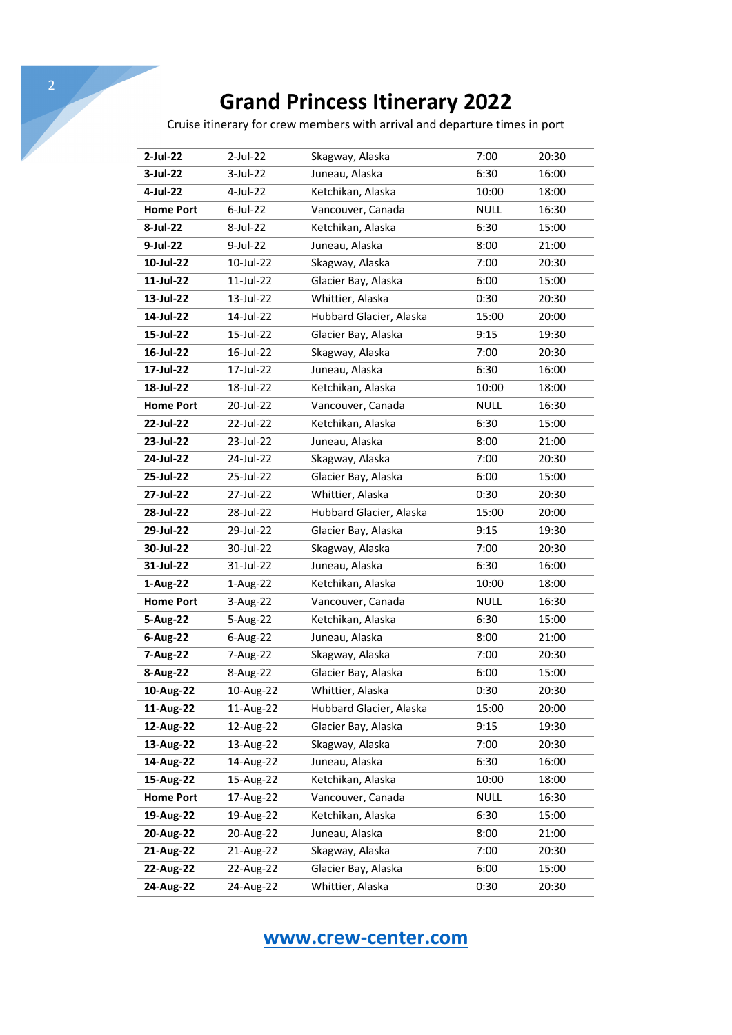# Grand Princess Itinerary 2022

Cruise itinerary for crew members with arrival and departure times in port

| | | | | |
|---|---|---|---|---|
| **2-Jul-22** | 2-Jul-22 | Skagway, Alaska | 7:00 | 20:30 |
| **3-Jul-22** | 3-Jul-22 | Juneau, Alaska | 6:30 | 16:00 |
| **4-Jul-22** | 4-Jul-22 | Ketchikan, Alaska | 10:00 | 18:00 |
| **Home Port** | 6-Jul-22 | Vancouver, Canada | NULL | 16:30 |
| **8-Jul-22** | 8-Jul-22 | Ketchikan, Alaska | 6:30 | 15:00 |
| **9-Jul-22** | 9-Jul-22 | Juneau, Alaska | 8:00 | 21:00 |
| **10-Jul-22** | 10-Jul-22 | Skagway, Alaska | 7:00 | 20:30 |
| **11-Jul-22** | 11-Jul-22 | Glacier Bay, Alaska | 6:00 | 15:00 |
| **13-Jul-22** | 13-Jul-22 | Whittier, Alaska | 0:30 | 20:30 |
| **14-Jul-22** | 14-Jul-22 | Hubbard Glacier, Alaska | 15:00 | 20:00 |
| **15-Jul-22** | 15-Jul-22 | Glacier Bay, Alaska | 9:15 | 19:30 |
| **16-Jul-22** | 16-Jul-22 | Skagway, Alaska | 7:00 | 20:30 |
| **17-Jul-22** | 17-Jul-22 | Juneau, Alaska | 6:30 | 16:00 |
| **18-Jul-22** | 18-Jul-22 | Ketchikan, Alaska | 10:00 | 18:00 |
| **Home Port** | 20-Jul-22 | Vancouver, Canada | NULL | 16:30 |
| **22-Jul-22** | 22-Jul-22 | Ketchikan, Alaska | 6:30 | 15:00 |
| **23-Jul-22** | 23-Jul-22 | Juneau, Alaska | 8:00 | 21:00 |
| **24-Jul-22** | 24-Jul-22 | Skagway, Alaska | 7:00 | 20:30 |
| **25-Jul-22** | 25-Jul-22 | Glacier Bay, Alaska | 6:00 | 15:00 |
| **27-Jul-22** | 27-Jul-22 | Whittier, Alaska | 0:30 | 20:30 |
| **28-Jul-22** | 28-Jul-22 | Hubbard Glacier, Alaska | 15:00 | 20:00 |
| **29-Jul-22** | 29-Jul-22 | Glacier Bay, Alaska | 9:15 | 19:30 |
| **30-Jul-22** | 30-Jul-22 | Skagway, Alaska | 7:00 | 20:30 |
| **31-Jul-22** | 31-Jul-22 | Juneau, Alaska | 6:30 | 16:00 |
| **1-Aug-22** | 1-Aug-22 | Ketchikan, Alaska | 10:00 | 18:00 |
| **Home Port** | 3-Aug-22 | Vancouver, Canada | NULL | 16:30 |
| **5-Aug-22** | 5-Aug-22 | Ketchikan, Alaska | 6:30 | 15:00 |
| **6-Aug-22** | 6-Aug-22 | Juneau, Alaska | 8:00 | 21:00 |
| **7-Aug-22** | 7-Aug-22 | Skagway, Alaska | 7:00 | 20:30 |
| **8-Aug-22** | 8-Aug-22 | Glacier Bay, Alaska | 6:00 | 15:00 |
| **10-Aug-22** | 10-Aug-22 | Whittier, Alaska | 0:30 | 20:30 |
| **11-Aug-22** | 11-Aug-22 | Hubbard Glacier, Alaska | 15:00 | 20:00 |
| **12-Aug-22** | 12-Aug-22 | Glacier Bay, Alaska | 9:15 | 19:30 |
| **13-Aug-22** | 13-Aug-22 | Skagway, Alaska | 7:00 | 20:30 |
| **14-Aug-22** | 14-Aug-22 | Juneau, Alaska | 6:30 | 16:00 |
| **15-Aug-22** | 15-Aug-22 | Ketchikan, Alaska | 10:00 | 18:00 |
| **Home Port** | 17-Aug-22 | Vancouver, Canada | NULL | 16:30 |
| **19-Aug-22** | 19-Aug-22 | Ketchikan, Alaska | 6:30 | 15:00 |
| **20-Aug-22** | 20-Aug-22 | Juneau, Alaska | 8:00 | 21:00 |
| **21-Aug-22** | 21-Aug-22 | Skagway, Alaska | 7:00 | 20:30 |
| **22-Aug-22** | 22-Aug-22 | Glacier Bay, Alaska | 6:00 | 15:00 |
| **24-Aug-22** | 24-Aug-22 | Whittier, Alaska | 0:30 | 20:30 |

[www.crew-center.com](http://www.crew-center.com)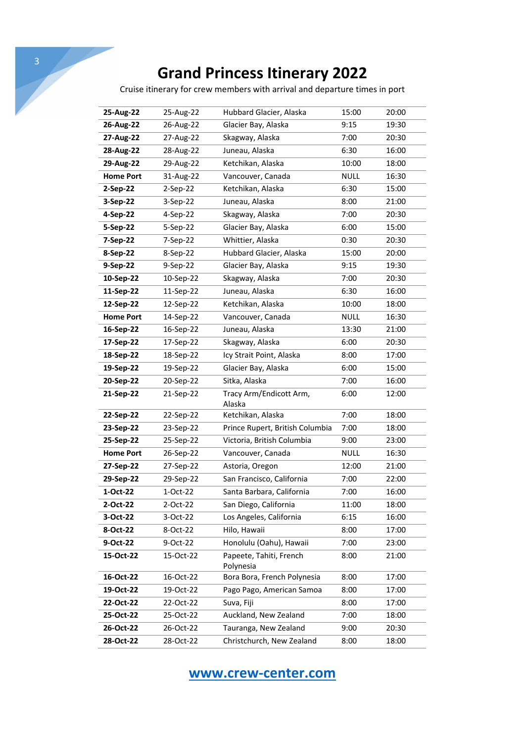# Grand Princess Itinerary 2022

Cruise itinerary for crew members with arrival and departure times in port

| | | | | |
|---|---|---|---|---|
| **25-Aug-22** | 25-Aug-22 | Hubbard Glacier, Alaska | 15:00 | 20:00 |
| **26-Aug-22** | 26-Aug-22 | Glacier Bay, Alaska | 9:15 | 19:30 |
| **27-Aug-22** | 27-Aug-22 | Skagway, Alaska | 7:00 | 20:30 |
| **28-Aug-22** | 28-Aug-22 | Juneau, Alaska | 6:30 | 16:00 |
| **29-Aug-22** | 29-Aug-22 | Ketchikan, Alaska | 10:00 | 18:00 |
| **Home Port** | 31-Aug-22 | Vancouver, Canada | NULL | 16:30 |
| **2-Sep-22** | 2-Sep-22 | Ketchikan, Alaska | 6:30 | 15:00 |
| **3-Sep-22** | 3-Sep-22 | Juneau, Alaska | 8:00 | 21:00 |
| **4-Sep-22** | 4-Sep-22 | Skagway, Alaska | 7:00 | 20:30 |
| **5-Sep-22** | 5-Sep-22 | Glacier Bay, Alaska | 6:00 | 15:00 |
| **7-Sep-22** | 7-Sep-22 | Whittier, Alaska | 0:30 | 20:30 |
| **8-Sep-22** | 8-Sep-22 | Hubbard Glacier, Alaska | 15:00 | 20:00 |
| **9-Sep-22** | 9-Sep-22 | Glacier Bay, Alaska | 9:15 | 19:30 |
| **10-Sep-22** | 10-Sep-22 | Skagway, Alaska | 7:00 | 20:30 |
| **11-Sep-22** | 11-Sep-22 | Juneau, Alaska | 6:30 | 16:00 |
| **12-Sep-22** | 12-Sep-22 | Ketchikan, Alaska | 10:00 | 18:00 |
| **Home Port** | 14-Sep-22 | Vancouver, Canada | NULL | 16:30 |
| **16-Sep-22** | 16-Sep-22 | Juneau, Alaska | 13:30 | 21:00 |
| **17-Sep-22** | 17-Sep-22 | Skagway, Alaska | 6:00 | 20:30 |
| **18-Sep-22** | 18-Sep-22 | Icy Strait Point, Alaska | 8:00 | 17:00 |
| **19-Sep-22** | 19-Sep-22 | Glacier Bay, Alaska | 6:00 | 15:00 |
| **20-Sep-22** | 20-Sep-22 | Sitka, Alaska | 7:00 | 16:00 |
| **21-Sep-22** | 21-Sep-22 | Tracy Arm/Endicott Arm, Alaska | 6:00 | 12:00 |
| **22-Sep-22** | 22-Sep-22 | Ketchikan, Alaska | 7:00 | 18:00 |
| **23-Sep-22** | 23-Sep-22 | Prince Rupert, British Columbia | 7:00 | 18:00 |
| **25-Sep-22** | 25-Sep-22 | Victoria, British Columbia | 9:00 | 23:00 |
| **Home Port** | 26-Sep-22 | Vancouver, Canada | NULL | 16:30 |
| **27-Sep-22** | 27-Sep-22 | Astoria, Oregon | 12:00 | 21:00 |
| **29-Sep-22** | 29-Sep-22 | San Francisco, California | 7:00 | 22:00 |
| **1-Oct-22** | 1-Oct-22 | Santa Barbara, California | 7:00 | 16:00 |
| **2-Oct-22** | 2-Oct-22 | San Diego, California | 11:00 | 18:00 |
| **3-Oct-22** | 3-Oct-22 | Los Angeles, California | 6:15 | 16:00 |
| **8-Oct-22** | 8-Oct-22 | Hilo, Hawaii | 8:00 | 17:00 |
| **9-Oct-22** | 9-Oct-22 | Honolulu (Oahu), Hawaii | 7:00 | 23:00 |
| **15-Oct-22** | 15-Oct-22 | Papeete, Tahiti, French Polynesia | 8:00 | 21:00 |
| **16-Oct-22** | 16-Oct-22 | Bora Bora, French Polynesia | 8:00 | 17:00 |
| **19-Oct-22** | 19-Oct-22 | Pago Pago, American Samoa | 8:00 | 17:00 |
| **22-Oct-22** | 22-Oct-22 | Suva, Fiji | 8:00 | 17:00 |
| **25-Oct-22** | 25-Oct-22 | Auckland, New Zealand | 7:00 | 18:00 |
| **26-Oct-22** | 26-Oct-22 | Tauranga, New Zealand | 9:00 | 20:30 |
| **28-Oct-22** | 28-Oct-22 | Christchurch, New Zealand | 8:00 | 18:00 |

**www.crew-center.com**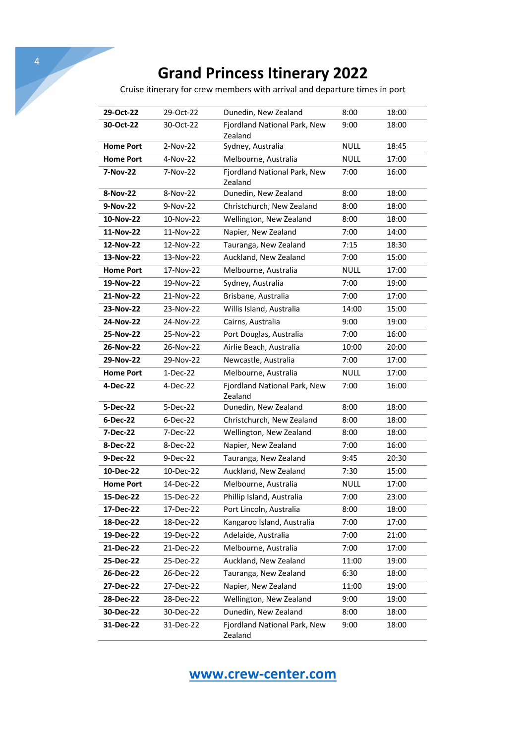# Grand Princess Itinerary 2022

Cruise itinerary for crew members with arrival and departure times in port

| | | | | |
|---|---|---|---|---|
| **29-Oct-22** | 29-Oct-22 | Dunedin, New Zealand | 8:00 | 18:00 |
| **30-Oct-22** | 30-Oct-22 | Fjordland National Park, New Zealand | 9:00 | 18:00 |
| **Home Port** | 2-Nov-22 | Sydney, Australia | NULL | 18:45 |
| **Home Port** | 4-Nov-22 | Melbourne, Australia | NULL | 17:00 |
| **7-Nov-22** | 7-Nov-22 | Fjordland National Park, New Zealand | 7:00 | 16:00 |
| **8-Nov-22** | 8-Nov-22 | Dunedin, New Zealand | 8:00 | 18:00 |
| **9-Nov-22** | 9-Nov-22 | Christchurch, New Zealand | 8:00 | 18:00 |
| **10-Nov-22** | 10-Nov-22 | Wellington, New Zealand | 8:00 | 18:00 |
| **11-Nov-22** | 11-Nov-22 | Napier, New Zealand | 7:00 | 14:00 |
| **12-Nov-22** | 12-Nov-22 | Tauranga, New Zealand | 7:15 | 18:30 |
| **13-Nov-22** | 13-Nov-22 | Auckland, New Zealand | 7:00 | 15:00 |
| **Home Port** | 17-Nov-22 | Melbourne, Australia | NULL | 17:00 |
| **19-Nov-22** | 19-Nov-22 | Sydney, Australia | 7:00 | 19:00 |
| **21-Nov-22** | 21-Nov-22 | Brisbane, Australia | 7:00 | 17:00 |
| **23-Nov-22** | 23-Nov-22 | Willis Island, Australia | 14:00 | 15:00 |
| **24-Nov-22** | 24-Nov-22 | Cairns, Australia | 9:00 | 19:00 |
| **25-Nov-22** | 25-Nov-22 | Port Douglas, Australia | 7:00 | 16:00 |
| **26-Nov-22** | 26-Nov-22 | Airlie Beach, Australia | 10:00 | 20:00 |
| **29-Nov-22** | 29-Nov-22 | Newcastle, Australia | 7:00 | 17:00 |
| **Home Port** | 1-Dec-22 | Melbourne, Australia | NULL | 17:00 |
| **4-Dec-22** | 4-Dec-22 | Fjordland National Park, New Zealand | 7:00 | 16:00 |
| **5-Dec-22** | 5-Dec-22 | Dunedin, New Zealand | 8:00 | 18:00 |
| **6-Dec-22** | 6-Dec-22 | Christchurch, New Zealand | 8:00 | 18:00 |
| **7-Dec-22** | 7-Dec-22 | Wellington, New Zealand | 8:00 | 18:00 |
| **8-Dec-22** | 8-Dec-22 | Napier, New Zealand | 7:00 | 16:00 |
| **9-Dec-22** | 9-Dec-22 | Tauranga, New Zealand | 9:45 | 20:30 |
| **10-Dec-22** | 10-Dec-22 | Auckland, New Zealand | 7:30 | 15:00 |
| **Home Port** | 14-Dec-22 | Melbourne, Australia | NULL | 17:00 |
| **15-Dec-22** | 15-Dec-22 | Phillip Island, Australia | 7:00 | 23:00 |
| **17-Dec-22** | 17-Dec-22 | Port Lincoln, Australia | 8:00 | 18:00 |
| **18-Dec-22** | 18-Dec-22 | Kangaroo Island, Australia | 7:00 | 17:00 |
| **19-Dec-22** | 19-Dec-22 | Adelaide, Australia | 7:00 | 21:00 |
| **21-Dec-22** | 21-Dec-22 | Melbourne, Australia | 7:00 | 17:00 |
| **25-Dec-22** | 25-Dec-22 | Auckland, New Zealand | 11:00 | 19:00 |
| **26-Dec-22** | 26-Dec-22 | Tauranga, New Zealand | 6:30 | 18:00 |
| **27-Dec-22** | 27-Dec-22 | Napier, New Zealand | 11:00 | 19:00 |
| **28-Dec-22** | 28-Dec-22 | Wellington, New Zealand | 9:00 | 19:00 |
| **30-Dec-22** | 30-Dec-22 | Dunedin, New Zealand | 8:00 | 18:00 |
| **31-Dec-22** | 31-Dec-22 | Fjordland National Park, New Zealand | 9:00 | 18:00 |

**www.crew-center.com**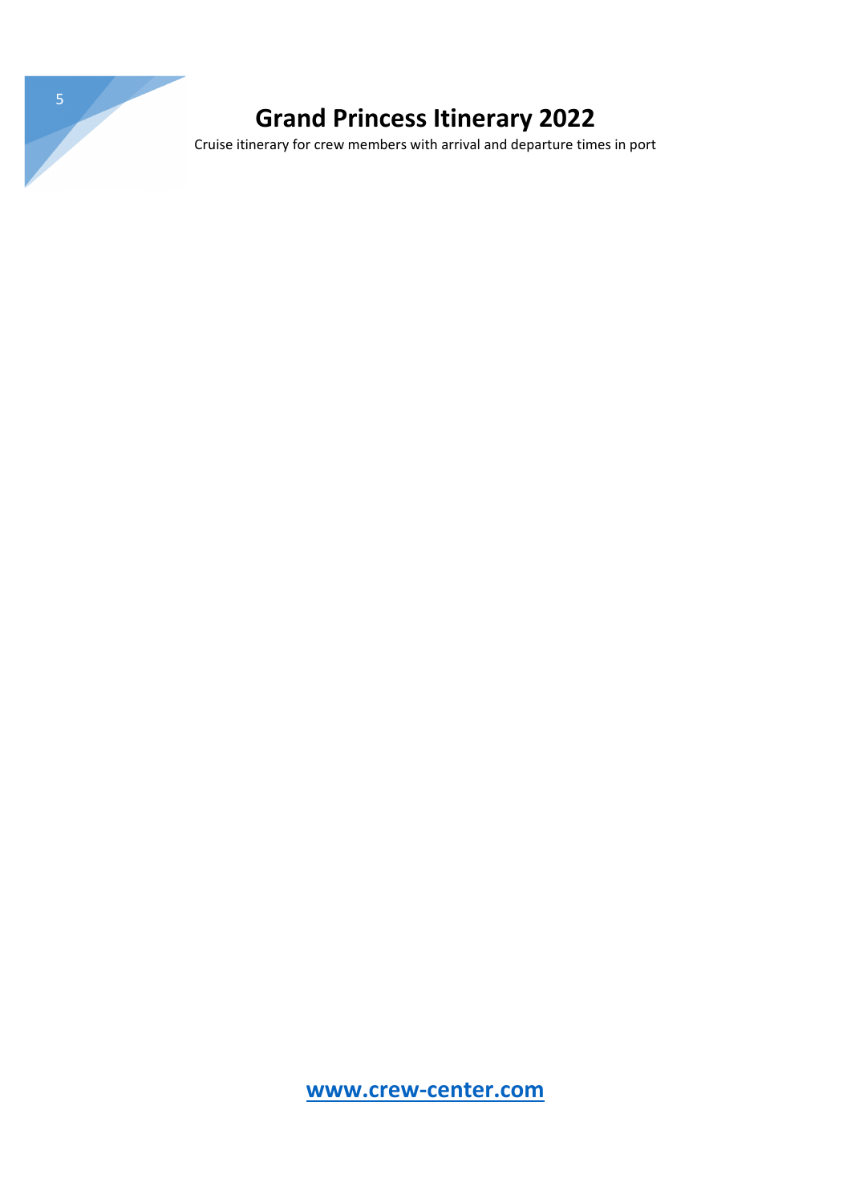# Grand Princess Itinerary 2022

Cruise itinerary for crew members with arrival and departure times in port

www.crew-center.com